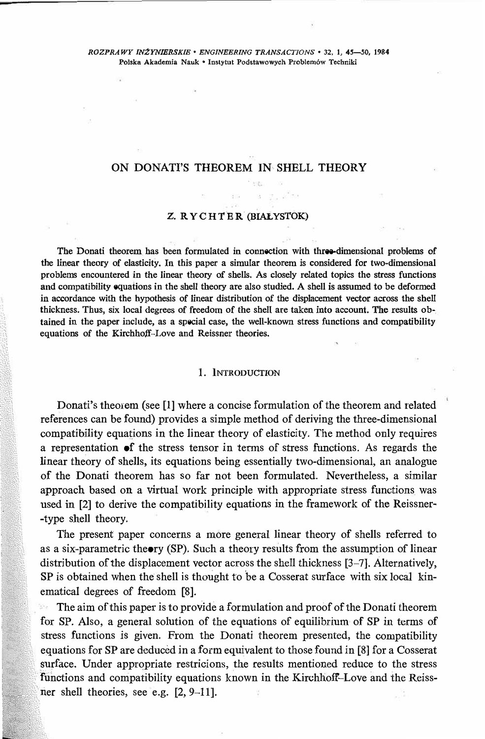# ON DONATI'S THEOREM IN SHELL THEORY

Z. RYCHTER (BIAŁYSTOK)

The Donati theorem has been formulated in connection with three-dimensional problems of the linear theory of elasticity. In this paper a simular theorem is considered for two-dimensional problems encountered in the linear theory of shells. As closely related topics the stress functions and compatibility equations in the shell theory are also studied. A shell is assumed to be deformed in accordance with the hypothesis of linear distribution of the displacement vector across the shell thickness. Thus, six local degrees of freedom of the shell are taken into account. The results obtained in the paper include, as a special case, the well-known stress functions and compatibility equations of the Kirchhoff–Love and Reissner theories.

## 1. Introduction

Donati's theorem (see [1] where a concise formulation of the theorem and related references can be found) provides a simple method of deriving the three-dimensional compatibility equations in the linear theory of elasticity. The method only requires a representation of the stress tensor in terms of stress functions. As regards the linear theory of shells, its equations being essentially two-dimensional, an analogue of the Donati theorem has so far not been formulated. Nevertheless, a similar approach based on a virtual work principle with appropriate stress functions was used in [2] to derive the compatibility equations in the framework of the Reissner-type shell theory.

The present paper concerns a more general linear theory of shells referred to as a six-parametric theory (SP). Such a theory results from the assumption of linear distribution of the displacement vector across the shell thickness [3–7]. Alternatively, SP is obtained when the shell is thought to be a Cosserat surface with six local kinematical degrees of freedom [8].

The aim of this paper is to provide a formulation and proof of the Donati theorem for SP. Also, a general solution of the equations of equilibrium of SP in terms of stress functions is given. From the Donati theorem presented, the compatibility equations for SP are deduced in a form equivalent to those found in [8] for a Cosserat surface. Under appropriate restricions, the results mentioned reduce to the stress functions and compatibility equations known in the Kirchhoff–Love and the Reissner shell theories, see e.g. [2, 9–11].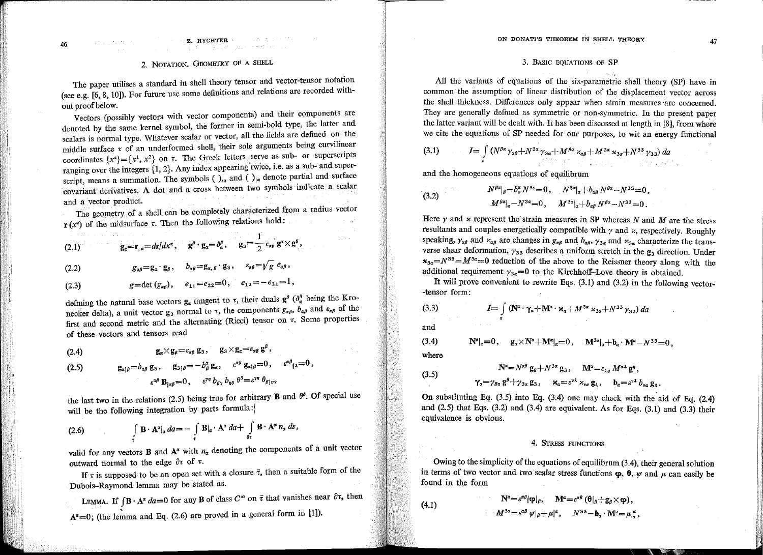## 2. Notation. Geometry of a shell

The paper utilises a standard in shell theory tensor and vector-tensor notation (see e.g. [6, 8, 10]). For future use some definitions and relations are recorded without proof below.

Vectors (possibly vectors with vector components) and their components are denoted by the same kernel symbol, the former in semi-bold type, the latter and scalars is normal type. Whatever scalar or vector, all the fields are defined on the middle surface $\tau$ of an underformed shell, their sole arguments being curvilinear coordinates $\{x^\alpha\}=\{x^1, x^2\}$ on $\tau$. The Greek letters serve as sub- or superscripts ranging over the integers $\{1, 2\}$. Any index appearing twice, i.e. as a sub- and superscript, means a summation. The symbols $(\ )_{,\alpha}$ and $(\ )|_\alpha$ denote partial and surface covariant derivatives. A dot and a cross between two symbols indicate a scalar and a vector product.

The geometry of a shell can be completely characterized from a radius vector $\mathbf{r}(x^\alpha)$ of the midsurface $\tau$. Then the following relations hold:

$$\mathbf{g}_\alpha=\mathbf{r}_{,\alpha}=d\mathbf{r}/dx^\alpha, \quad \mathbf{g}^\beta\cdot\mathbf{g}_\alpha=\delta^\beta_\alpha, \quad \mathbf{g}_3=\frac{1}{2}\varepsilon_{\alpha\beta}\,\mathbf{g}^\alpha\times\mathbf{g}^\beta, \tag{2.1}$$

$$g_{\alpha\beta}=\mathbf{g}_\alpha\cdot\mathbf{g}_\beta, \quad b_{\alpha\beta}=\mathbf{g}_{\alpha,\beta}\cdot\mathbf{g}_3, \quad \varepsilon_{\alpha\beta}=\sqrt{g}\;e_{\alpha\beta}, \tag{2.2}$$

$$g=\det(g_{\alpha\beta}), \quad e_{11}=e_{22}=0, \quad e_{12}=-e_{21}=1, \tag{2.3}$$

defining the natural base vectors $\mathbf{g}_\alpha$ tangent to $\tau$, their duals $\mathbf{g}^\beta$ ($\delta^\beta_\alpha$ being the Kronecker delta), a unit vector $\mathbf{g}_3$ normal to $\tau$, the components $g_{\alpha\beta}$, $b_{\alpha\beta}$ and $\varepsilon_{\alpha\beta}$ of the first and second metric and the alternating (Ricci) tensor on $\tau$. Some properties of these vectors and tensors read

$$\mathbf{g}_\alpha\times\mathbf{g}_\beta=\varepsilon_{\alpha\beta}\,\mathbf{g}_3, \quad \mathbf{g}_3\times\mathbf{g}_\alpha=\varepsilon_{\alpha\beta}\,\mathbf{g}^\beta, \tag{2.4}$$

$$\begin{gathered}\mathbf{g}_\alpha|_\beta=b_{\alpha\beta}\,\mathbf{g}_3, \quad \mathbf{g}_3|_\beta=-b^\alpha_\beta\,\mathbf{g}_\alpha, \quad \varepsilon^{\alpha\beta}\,\mathbf{g}_\alpha|_\beta=0, \quad \varepsilon^{\alpha\beta}|_\lambda=0,\\ \varepsilon^{\alpha\beta}\,\mathbf{B}|_{\alpha\beta}=0, \quad \varepsilon^{\gamma\eta}\,b_{\beta\gamma}\,b_{\eta\delta}\,\theta^\delta=\varepsilon^{\gamma\eta}\,\theta_\beta|_{\eta\gamma}\end{gathered} \tag{2.5}$$

the last two in the relations (2.5) being true for arbitrary $\mathbf{B}$ and $\theta^\delta$. Of special use will be the following integration by parts formula:

$$\int_\tau \mathbf{B}\cdot\mathbf{A}^\alpha|_\alpha\,da=-\int_\tau \mathbf{B}|_\alpha\cdot\mathbf{A}^\alpha\,da+\int_{\partial\tau}\mathbf{B}\cdot\mathbf{A}^\alpha n_\alpha\,ds, \tag{2.6}$$

valid for any vectors $\mathbf{B}$ and $\mathbf{A}^\alpha$ with $n_\alpha$ denoting the components of a unit vector outward normal to the edge $\partial\tau$ of $\tau$.

If $\tau$ is supposed to be an open set with a closure $\bar{\tau}$, then a suitable form of the Dubois-Raymond lemma may be stated as.

Lemma. If $\int_\tau \mathbf{B}\cdot\mathbf{A}^\alpha\,da=0$ for any $\mathbf{B}$ of class $C^\infty$ on $\bar{\tau}$ that vanishes near $\partial\tau$, then $\mathbf{A}^\alpha=0$; (the lemma and Eq. (2.6) are proved in a general form in [1]).

## 3. Basic equations of SP

All the variants of equations of the six-parametric shell theory (SP) have in common the assumption of linear distribution of the displacement vector across the shell thickness. Differences only appear when strain measures are concerned. They are generally defined as symmetric or non-symmetric. In the present paper the latter variant will be dealt with. It has been discussed at length in [8], from where we cite the equations of SP needed for our purposes, to wit an energy functional

$$I=\int_\tau (N^{\beta\alpha}\gamma_{\alpha\beta}+N^{3\alpha}\gamma_{3\alpha}+M^{\beta\alpha}\varkappa_{\alpha\beta}+M^{3\alpha}\varkappa_{3\alpha}+N^{33}\gamma_{33})\,da \tag{3.1}$$

and the homogeneous equations of equilibrum

$$\begin{gathered}N^{\beta\alpha}|_\beta-b^\alpha_\gamma N^{3\gamma}=0, \quad N^{3\alpha}|_\alpha+b_{\alpha\beta}N^{\beta\alpha}-N^{33}=0,\\ M^{\beta\alpha}|_\alpha-N^{3\alpha}=0, \quad M^{3\alpha}|_\alpha+b_{\alpha\beta}N^{\beta\alpha}-N^{33}=0.\end{gathered} \tag{3.2}$$

Here $\gamma$ and $\varkappa$ represent the strain measures in SP whereas $N$ and $M$ are the stress resultants and couples energetically compatible with $\gamma$ and $\varkappa$, respectively. Roughly speaking, $\gamma_{\alpha\beta}$ and $\varkappa_{\alpha\beta}$ are changes in $g_{\alpha\beta}$ and $b_{\alpha\beta}$, $\gamma_{3\alpha}$ and $\varkappa_{3\alpha}$ characterize the transverse shear deformation, $\gamma_{33}$ describes a uniform stretch in the $\mathbf{g}_3$ direction. Under $\varkappa_{3\alpha}=N^{33}=M^{3\alpha}=0$ reduction of the above to the Reissner theory along with the additional requirement $\gamma_{3\alpha}=0$ to the Kirchhoff-Love theory is obtained.

It will prove convenient to rewrite Eqs. (3.1) and (3.2) in the following vector-tensor form:

$$I=\int_\tau (\mathbf{N}^\alpha\cdot\boldsymbol{\gamma}_\alpha+\mathbf{M}^\alpha\cdot\boldsymbol{\varkappa}_\alpha+M^{3\alpha}\varkappa_{3\alpha}+N^{33}\gamma_{33})\,da \tag{3.3}$$

and

$$\mathbf{N}^\alpha|_\alpha=0, \quad \mathbf{g}_\alpha\times\mathbf{N}^\alpha+\mathbf{M}^\alpha|_\alpha=0, \quad M^{3\alpha}|_\alpha+\mathbf{b}_\alpha\cdot\mathbf{M}^\alpha-N^{33}=0, \tag{3.4}$$

where

$$\begin{gathered}\mathbf{N}^\alpha=N^{\alpha\beta}\,\mathbf{g}_\beta+N^{3\alpha}\,\mathbf{g}_3, \quad \mathbf{M}^\alpha=\varepsilon_{\lambda\eta}\,M^{\alpha\lambda}\,\mathbf{g}^\eta,\\ \boldsymbol{\gamma}_\alpha=\gamma_{\beta\alpha}\,\mathbf{g}^\beta+\gamma_{3\alpha}\,\mathbf{g}_3, \quad \boldsymbol{\varkappa}_\alpha=\varepsilon^{\nu\lambda}\,\varkappa_{\nu\alpha}\,\mathbf{g}_\lambda, \quad \mathbf{b}_\alpha=\varepsilon^{\nu\lambda}\,b_{\nu\alpha}\,\mathbf{g}_\lambda.\end{gathered} \tag{3.5}$$

On substituting Eq. (3.5) into Eq. (3.4) one may check with the aid of Eq. (2.4) and (2.5) that Eqs. (3.2) and (3.4) are equivalent. As for Eqs. (3.1) and (3.3) their equivalence is obvious.

## 4. Stress functions

Owing to the simplicity of the equations of equilibrum (3.4), their general solution in terms of two vector and two scalar stress functions $\boldsymbol{\varphi}$, $\boldsymbol{\theta}$, $\psi$ and $\mu$ can easily be found in the form

$$\begin{gathered}\mathbf{N}^\alpha=\varepsilon^{\alpha\beta}|\boldsymbol{\varphi}|_\beta, \quad \mathbf{M}^\alpha=\varepsilon^{\alpha\beta}\,(\boldsymbol{\theta}|_\beta+\mathbf{g}_\beta\times\boldsymbol{\varphi}),\\ M^{3\alpha}=\varepsilon^{\alpha\beta}\,\psi|_\beta+\mu|^\alpha, \quad N^{33}-\mathbf{b}_\alpha\cdot\mathbf{M}^\alpha=\mu|^\alpha_\alpha,\end{gathered} \tag{4.1}$$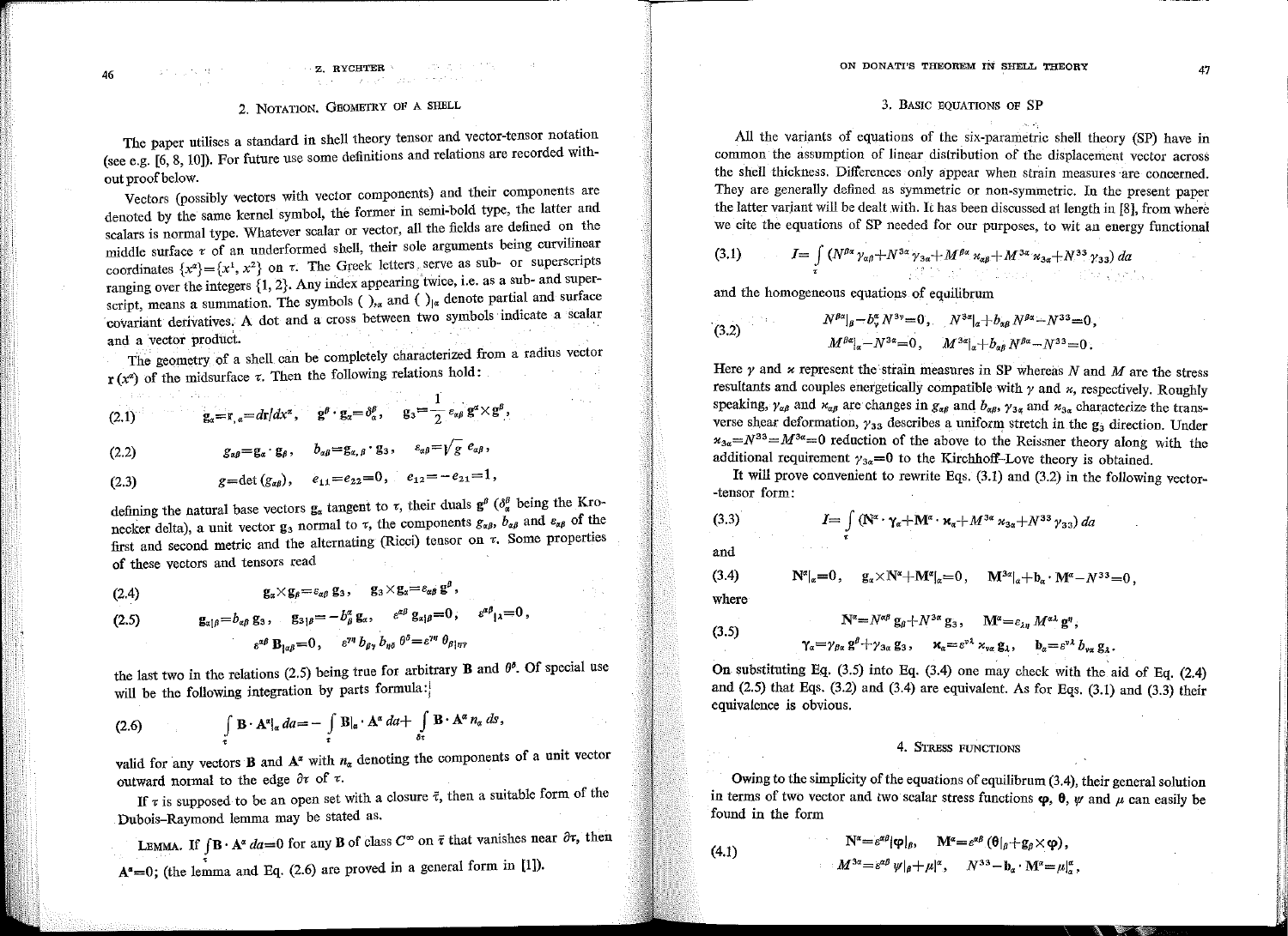## 2. Notation. Geometry of a shell

The paper utilises a standard in shell theory tensor and vector-tensor notation (see e.g. [6, 8, 10]). For future use some definitions and relations are recorded without proof below.

Vectors (possibly vectors with vector components) and their components are denoted by the same kernel symbol, the former in semi-bold type, the latter and scalars is normal type. Whatever scalar or vector, all the fields are defined on the middle surface $\tau$ of an underformed shell, their sole arguments being curvilinear coordinates $\{x^\alpha\}=\{x^1, x^2\}$ on $\tau$. The Greek letters serve as sub- or superscripts ranging over the integers $\{1, 2\}$. Any index appearing twice, i.e. as a sub- and superscript, means a summation. The symbols $(\ )_{,\alpha}$ and $(\ )|_\alpha$ denote partial and surface covariant derivatives. A dot and a cross between two symbols indicate a scalar and a vector product.

The geometry of a shell can be completely characterized from a radius vector $\mathbf{r}(x^\alpha)$ of the midsurface $\tau$. Then the following relations hold:

$$\mathbf{g}_\alpha=\mathbf{r}_{,\alpha}=d\mathbf{r}/dx^\alpha, \quad \mathbf{g}^\beta\cdot\mathbf{g}_\alpha=\delta^\beta_\alpha, \quad \mathbf{g}_3=\frac{1}{2}\,\varepsilon_{\alpha\beta}\,\mathbf{g}^\alpha\times\mathbf{g}^\beta, \tag{2.1}$$

$$g_{\alpha\beta}=\mathbf{g}_\alpha\cdot\mathbf{g}_\beta, \quad b_{\alpha\beta}=\mathbf{g}_{\alpha,\beta}\cdot\mathbf{g}_3, \quad \varepsilon_{\alpha\beta}=\sqrt{g}\;e_{\alpha\beta}, \tag{2.2}$$

$$g=\det(g_{\alpha\beta}), \quad e_{11}=e_{22}=0, \quad e_{12}=-e_{21}=1, \tag{2.3}$$

defining the natural base vectors $\mathbf{g}_\alpha$ tangent to $\tau$, their duals $\mathbf{g}^\beta$ ($\delta^\beta_\alpha$ being the Kronecker delta), a unit vector $\mathbf{g}_3$ normal to $\tau$, the components $g_{\alpha\beta}$, $b_{\alpha\beta}$ and $\varepsilon_{\alpha\beta}$ of the first and second metric and the alternating (Ricci) tensor on $\tau$. Some properties of these vectors and tensors read

$$\mathbf{g}_\alpha\times\mathbf{g}_\beta=\varepsilon_{\alpha\beta}\,\mathbf{g}_3, \quad \mathbf{g}_3\times\mathbf{g}_\alpha=\varepsilon_{\alpha\beta}\,\mathbf{g}^\beta, \tag{2.4}$$

$$\mathbf{g}_\alpha|_\beta=b_{\alpha\beta}\,\mathbf{g}_3, \quad \mathbf{g}_3|_\beta=-b^\alpha_\beta\,\mathbf{g}_\alpha, \quad \varepsilon^{\alpha\beta}\,\mathbf{g}_\alpha|_\beta=0, \quad \varepsilon^{\alpha\beta}|_\lambda=0, \tag{2.5}$$

$$\varepsilon^{\alpha\beta}\,\mathbf{B}|_{\alpha\beta}=0, \quad \varepsilon^{\gamma\eta}\,b_{\beta\gamma}\,b_{\eta\delta}\,\theta^\delta=\varepsilon^{\gamma\eta}\,\theta_\beta|_{\eta\gamma}$$

the last two in the relations (2.5) being true for arbitrary $\mathbf{B}$ and $\theta^\delta$. Of special use will be the following integration by parts formula:

$$\int_\tau \mathbf{B}\cdot\mathbf{A}^\alpha|_\alpha\, da=-\int_\tau \mathbf{B}|_\alpha\cdot\mathbf{A}^\alpha\, da+\int_{\partial\tau} \mathbf{B}\cdot\mathbf{A}^\alpha\, n_\alpha\, ds, \tag{2.6}$$

valid for any vectors $\mathbf{B}$ and $\mathbf{A}^\alpha$ with $n_\alpha$ denoting the components of a unit vector outward normal to the edge $\partial\tau$ of $\tau$.

If $\tau$ is supposed to be an open set with a closure $\bar{\tau}$, then a suitable form of the Dubois-Raymond lemma may be stated as.

**Lemma.** If $\int_\tau \mathbf{B}\cdot\mathbf{A}^\alpha\, da=0$ for any $\mathbf{B}$ of class $C^\infty$ on $\bar{\tau}$ that vanishes near $\partial\tau$, then $\mathbf{A}^\alpha=0$; (the lemma and Eq. (2.6) are proved in a general form in [1]).

## 3. Basic equations of SP

All the variants of equations of the six-parametric shell theory (SP) have in common the assumption of linear distribution of the displacement vector across the shell thickness. Differences only appear when strain measures are concerned. They are generally defined as symmetric or non-symmetric. In the present paper the latter variant will be dealt with. It has been discussed at length in [8], from where we cite the equations of SP needed for our purposes, to wit an energy functional

$$I=\int_\tau (N^{\beta\alpha}\gamma_{\alpha\beta}+N^{3\alpha}\gamma_{3\alpha}+M^{\beta\alpha}\varkappa_{\alpha\beta}+M^{3\alpha}\varkappa_{3\alpha}+N^{33}\gamma_{33})\,da \tag{3.1}$$

and the homogeneous equations of equilibrum

$$\begin{aligned} &N^{\beta\alpha}|_\beta-b^\alpha_\gamma N^{3\gamma}=0, \quad N^{3\alpha}|_\alpha+b_{\alpha\beta}N^{\beta\alpha}-N^{33}=0,\\ &M^{\beta\alpha}|_\alpha-N^{3\alpha}=0, \quad M^{3\alpha}|_\alpha+b_{\alpha\beta}N^{\beta\alpha}-N^{33}=0. \end{aligned} \tag{3.2}$$

Here $\gamma$ and $\varkappa$ represent the strain measures in SP whereas $N$ and $M$ are the stress resultants and couples energetically compatible with $\gamma$ and $\varkappa$, respectively. Roughly speaking, $\gamma_{\alpha\beta}$ and $\varkappa_{\alpha\beta}$ are changes in $g_{\alpha\beta}$ and $b_{\alpha\beta}$, $\gamma_{3\alpha}$ and $\varkappa_{3\alpha}$ characterize the transverse shear deformation, $\gamma_{33}$ describes a uniform stretch in the $\mathbf{g}_3$ direction. Under $\varkappa_{3\alpha}=N^{33}=M^{3\alpha}=0$ reduction of the above to the Reissner theory along with the additional requirement $\gamma_{3\alpha}=0$ to the Kirchhoff-Love theory is obtained.

It will prove convenient to rewrite Eqs. (3.1) and (3.2) in the following vector-tensor form:

$$I=\int_\tau (\mathbf{N}^\alpha\cdot\boldsymbol{\gamma}_\alpha+\mathbf{M}^\alpha\cdot\boldsymbol{\varkappa}_\alpha+M^{3\alpha}\varkappa_{3\alpha}+N^{33}\gamma_{33})\,da \tag{3.3}$$

and

$$\mathbf{N}^\alpha|_\alpha=0, \quad \mathbf{g}_\alpha\times\mathbf{N}^\alpha+\mathbf{M}^\alpha|_\alpha=0, \quad M^{3\alpha}|_\alpha+\mathbf{b}_\alpha\cdot\mathbf{M}^\alpha-N^{33}=0, \tag{3.4}$$

where

$$\begin{aligned} &\mathbf{N}^\alpha=N^{\alpha\beta}\,\mathbf{g}_\beta+N^{3\alpha}\,\mathbf{g}_3, \quad \mathbf{M}^\alpha=\varepsilon_{\lambda\eta}\,M^{\alpha\lambda}\,\mathbf{g}^\eta,\\ &\boldsymbol{\gamma}_\alpha=\gamma_{\beta\alpha}\,\mathbf{g}^\beta+\gamma_{3\alpha}\,\mathbf{g}_3, \quad \boldsymbol{\varkappa}_\alpha=\varepsilon^{\nu\lambda}\,\varkappa_{\nu\alpha}\,\mathbf{g}_\lambda, \quad \mathbf{b}_\alpha=\varepsilon^{\nu\lambda}\,b_{\nu\alpha}\,\mathbf{g}_\lambda. \end{aligned} \tag{3.5}$$

On substituting Eq. (3.5) into Eq. (3.4) one may check with the aid of Eq. (2.4) and (2.5) that Eqs. (3.2) and (3.4) are equivalent. As for Eqs. (3.1) and (3.3) their equivalence is obvious.

## 4. Stress functions

Owing to the simplicity of the equations of equilibrum (3.4), their general solution in terms of two vector and two scalar stress functions $\boldsymbol{\varphi}$, $\boldsymbol{\theta}$, $\psi$ and $\mu$ can easily be found in the form

$$\begin{aligned} &\mathbf{N}^\alpha=\varepsilon^{\alpha\beta}|\boldsymbol{\varphi}|_\beta, \quad \mathbf{M}^\alpha=\varepsilon^{\alpha\beta}\,(\boldsymbol{\theta}|_\beta+\mathbf{g}_\beta\times\boldsymbol{\varphi}),\\ &M^{3\alpha}=\varepsilon^{\alpha\beta}\,\psi|_\beta+\mu|^\alpha, \quad N^{33}-\mathbf{b}_\alpha\cdot\mathbf{M}^\alpha=\mu|^\alpha_\alpha, \end{aligned} \tag{4.1}$$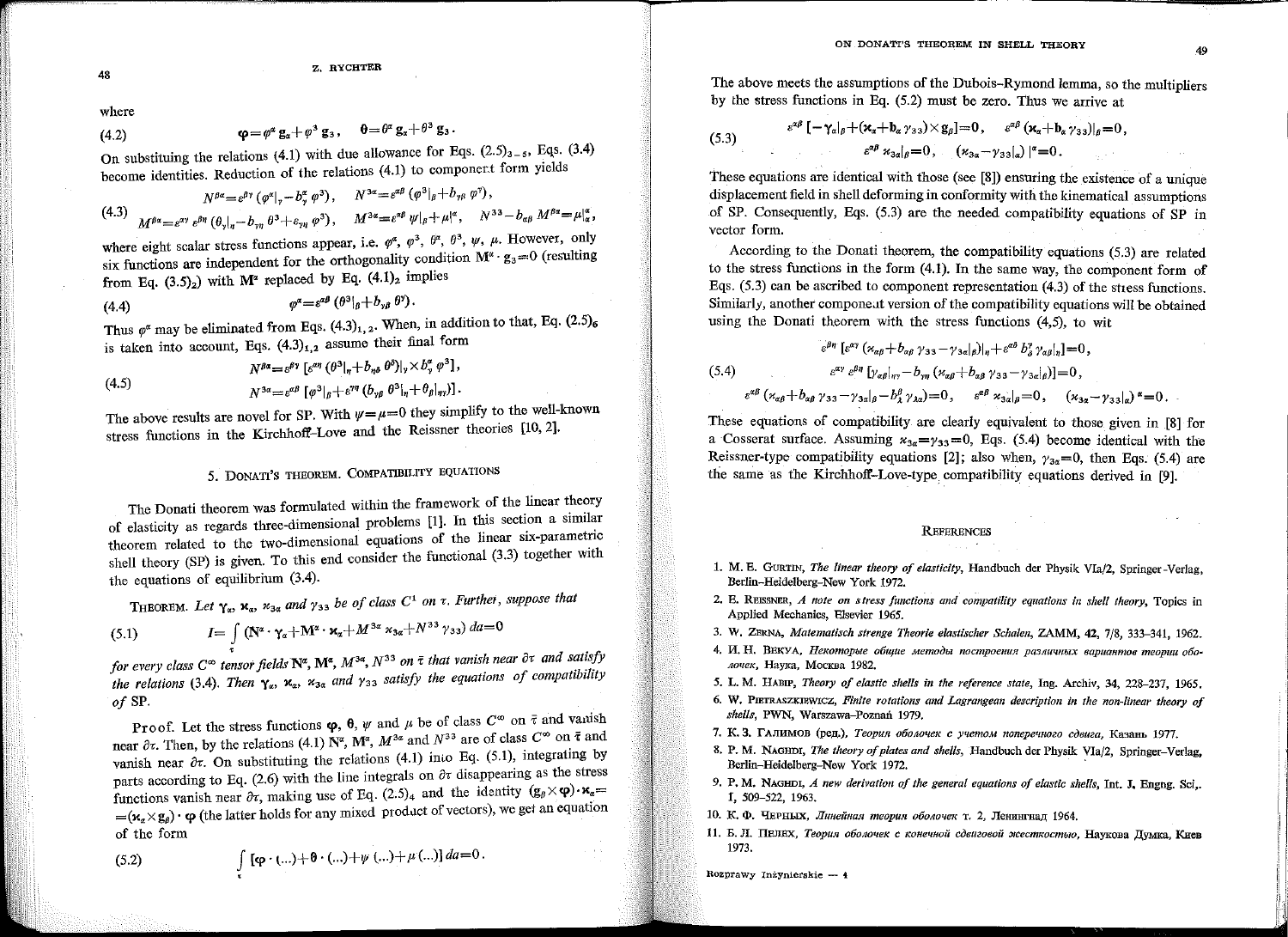where

$$(4.2)\qquad \boldsymbol{\varphi}=\varphi^{\alpha}\mathbf{g}_{\alpha}+\varphi^{3}\mathbf{g}_{3}, \qquad \boldsymbol{\theta}=\theta^{\alpha}\mathbf{g}_{\alpha}+\theta^{3}\mathbf{g}_{3}.$$

On substituting the relations (4.1) with due allowance for Eqs. $(2.5)_{3-5}$, Eqs. (3.4) become identities. Reduction of the relations (4.1) to component form yields

$$(4.3)\qquad \begin{gathered} N^{\beta\alpha}=\varepsilon^{\beta\gamma}(\varphi^{\alpha}|_{\gamma}-b^{\alpha}_{\gamma}\varphi^{3}), \qquad N^{3\alpha}=\varepsilon^{\alpha\beta}(\varphi^{3}|_{\beta}+b_{\gamma\beta}\varphi^{\gamma}), \\ M^{\beta\alpha}=\varepsilon^{\alpha\gamma}\varepsilon^{\beta\eta}(\theta_{\gamma}|_{\eta}-b_{\gamma\eta}\theta^{3}+\varepsilon_{\gamma\eta}\varphi^{3}), \qquad M^{3\alpha}=\varepsilon^{\alpha\beta}\psi|_{\beta}+\mu|^{\alpha}, \qquad N^{33}-b_{\alpha\beta}M^{\beta\alpha}=\mu|^{\alpha}_{\alpha}, \end{gathered}$$

where eight scalar stress functions appear, i.e. $\varphi^{\alpha}$, $\varphi^{3}$, $\theta^{\alpha}$, $\theta^{3}$, $\psi$, $\mu$. However, only six functions are independent for the orthogonality condition $\mathbf{M}^{\alpha}\cdot\mathbf{g}_{3}=0$ (resulting from Eq. $(3.5)_2$) with $\mathbf{M}^{\alpha}$ replaced by Eq. $(4.1)_2$ implies

$$(4.4)\qquad \varphi^{\alpha}=\varepsilon^{\alpha\beta}(\theta^{3}|_{\beta}+b_{\gamma\beta}\theta^{\gamma}).$$

Thus $\varphi^{\alpha}$ may be eliminated from Eqs. $(4.3)_{1,2}$. When, in addition to that, Eq. $(2.5)_6$ is taken into account, Eqs. $(4.3)_{1,2}$ assume their final form

$$(4.5)\qquad \begin{gathered} N^{\beta\alpha}=\varepsilon^{\beta\gamma}[\varepsilon^{\alpha\eta}(\theta^{3}|_{\eta}+b_{\eta\delta}\theta^{\delta})|_{\gamma}\times b^{\alpha}_{\gamma}\varphi^{3}], \\ N^{3\alpha}=\varepsilon^{\alpha\beta}[\varphi^{3}|_{\beta}+\varepsilon^{\gamma\eta}(b_{\gamma\beta}\theta^{3}|_{\eta}+\theta_{\beta}|_{\eta\gamma})]. \end{gathered}$$

The above results are novel for SP. With $\psi=\mu=0$ they simplify to the well-known stress functions in the Kirchhoff-Love and the Reissner theories [10, 2].

## 5. Donati's theorem. Compatibility equations

The Donati theorem was formulated within the framework of the linear theory of elasticity as regards three-dimensional problems [1]. In this section a similar theorem related to the two-dimensional equations of the linear six-parametric shell theory (SP) is given. To this end consider the functional (3.3) together with the equations of equilibrium (3.4).

Theorem. *Let $\boldsymbol{\gamma}_{\alpha}$, $\boldsymbol{\varkappa}_{\alpha}$, $\varkappa_{3\alpha}$ and $\gamma_{33}$ be of class $C^1$ on $\tau$. Further, suppose that*

$$(5.1)\qquad I=\int_{\tau}(\mathbf{N}^{\alpha}\cdot\boldsymbol{\gamma}_{\alpha}+\mathbf{M}^{\alpha}\cdot\boldsymbol{\varkappa}_{\alpha}+M^{3\alpha}\varkappa_{3\alpha}+N^{33}\gamma_{33})\,da=0$$

*for every class $C^{\infty}$ tensor fields $\mathbf{N}^{\alpha}$, $\mathbf{M}^{\alpha}$, $M^{3\alpha}$, $N^{33}$ on $\bar{\tau}$ that vanish near $\partial\tau$ and satisfy the relations (3.4). Then $\boldsymbol{\gamma}_{\alpha}$, $\boldsymbol{\varkappa}_{\alpha}$, $\varkappa_{3\alpha}$ and $\gamma_{33}$ satisfy the equations of compatibility of SP.*

Proof. Let the stress functions $\boldsymbol{\varphi}$, $\boldsymbol{\theta}$, $\psi$ and $\mu$ be of class $C^{\infty}$ on $\bar{\tau}$ and vanish near $\partial\tau$. Then, by the relations (4.1) $\mathbf{N}^{\alpha}$, $\mathbf{M}^{\alpha}$, $M^{3\alpha}$ and $N^{33}$ are of class $C^{\infty}$ on $\bar{\tau}$ and vanish near $\partial\tau$. On substituting the relations (4.1) into Eq. (5.1), integrating by parts according to Eq. (2.6) with the line integrals on $\partial\tau$ disappearing as the stress functions vanish near $\partial\tau$, making use of Eq. $(2.5)_4$ and the identity $(\mathbf{g}_{\beta}\times\boldsymbol{\varphi})\cdot\boldsymbol{\varkappa}_{\alpha}=(\boldsymbol{\varkappa}_{\alpha}\times\mathbf{g}_{\beta})\cdot\boldsymbol{\varphi}$ (the latter holds for any mixed product of vectors), we get an equation of the form

$$(5.2)\qquad \int_{\tau}[\boldsymbol{\varphi}\cdot(\ldots)+\boldsymbol{\theta}\cdot(\ldots)+\psi(\ldots)+\mu(\ldots)]\,da=0.$$

The above meets the assumptions of the Dubois-Rymond lemma, so the multipliers by the stress functions in Eq. (5.2) must be zero. Thus we arrive at

$$(5.3)\qquad \begin{gathered} \varepsilon^{\alpha\beta}[-\boldsymbol{\gamma}_{\alpha}|_{\beta}+(\boldsymbol{\varkappa}_{\alpha}+\mathbf{b}_{\alpha}\gamma_{33})\times\mathbf{g}_{\beta}]=\mathbf{0}, \qquad \varepsilon^{\alpha\beta}(\boldsymbol{\varkappa}_{\alpha}+\mathbf{b}_{\alpha}\gamma_{33})|_{\beta}=\mathbf{0}, \\ \varepsilon^{\alpha\beta}\varkappa_{3\alpha}|_{\beta}=0, \qquad (\varkappa_{3\alpha}-\gamma_{33}|_{\alpha})|^{\alpha}=0. \end{gathered}$$

These equations are identical with those (see [8]) ensuring the existence of a unique displacement field in shell deforming in conformity with the kinematical assumptions of SP. Consequently, Eqs. (5.3) are the needed compatibility equations of SP in vector form.

According to the Donati theorem, the compatibility equations (5.3) are related to the stress functions in the form (4.1). In the same way, the component form of Eqs. (5.3) can be ascribed to component representation (4.3) of the stress functions. Similarly, another component version of the compatibility equations will be obtained using the Donati theorem with the stress functions (4,5), to wit

$$(5.4)\qquad \begin{gathered} \varepsilon^{\beta\eta}[\varepsilon^{\alpha\gamma}(\varkappa_{\alpha\beta}+b_{\alpha\beta}\gamma_{33}-\gamma_{3\alpha}|_{\beta})|_{\eta}+\varepsilon^{\alpha\delta}b^{\gamma}_{\delta}\gamma_{\alpha\beta}|_{\eta}]=0, \\ \varepsilon^{\alpha\gamma}\varepsilon^{\beta\eta}[\gamma_{\alpha\beta}|_{\eta\gamma}-b_{\gamma\eta}(\varkappa_{\alpha\beta}+b_{\alpha\beta}\gamma_{33}-\gamma_{3\alpha}|_{\beta})]=0, \\ \varepsilon^{\alpha\beta}(\varkappa_{\alpha\beta}+b_{\alpha\beta}\gamma_{33}-\gamma_{3\alpha}|_{\beta}-b^{\beta}_{\lambda}\gamma_{\lambda\alpha})=0, \qquad \varepsilon^{\alpha\beta}\varkappa_{3\alpha}|_{\beta}=0, \qquad (\varkappa_{3\alpha}-\gamma_{33}|_{\alpha})^{\alpha}=0. \end{gathered}$$

These equations of compatibility are clearly equivalent to those given in [8] for a Cosserat surface. Assuming $\varkappa_{3\alpha}=\gamma_{33}=0$, Eqs. (5.4) become identical with the Reissner-type compatibility equations [2]; also when, $\gamma_{3\alpha}=0$, then Eqs. (5.4) are the same as the Kirchhoff-Love-type compatibility equations derived in [9].

## References

1. M. E. Gurtin, *The linear theory of elasticity*, Handbuch der Physik VIa/2, Springer-Verlag, Berlin-Heidelberg-New York 1972.
2. E. Reissner, *A note on stress functions and compatility equations in shell theory*, Topics in Applied Mechanics, Elsevier 1965.
3. W. Zerna, *Matematisch strenge Theorie elastischer Schalen*, ZAMM, 42, 7/8, 333–341, 1962.
4. И. Н. Векуа, *Некоторые общие методы построения различных вариантов теории оболочек*, Наука, Москва 1982.
5. L. M. Habip, *Theory of elastic shells in the reference state*, Ing. Archiv, 34, 228–237, 1965.
6. W. Pietraszkiewicz, *Finite rotations and Lagrangean description in the non-linear theory of shells*, PWN, Warszawa-Poznań 1979.
7. К. З. Галимов (ред.), *Теория оболочек с учетом поперечного сдвига*, Казань 1977.
8. P. M. Naghdi, *The theory of plates and shells*, Handbuch der Physik VIa/2, Springer-Verlag, Berlin-Heidelberg-New York 1972.
9. P. M. Naghdi, *A new derivation of the general equations of elastic shells*, Int. J. Engng. Sci., 1, 509–522, 1963.
10. К. Ф. Черных, *Линейная теория оболочек* т. 2, Ленинград 1964.
11. Б. Л. Пелех, *Теория оболочек с конечной сдвиговой жесткостью*, Наукова Думка, Киев 1973.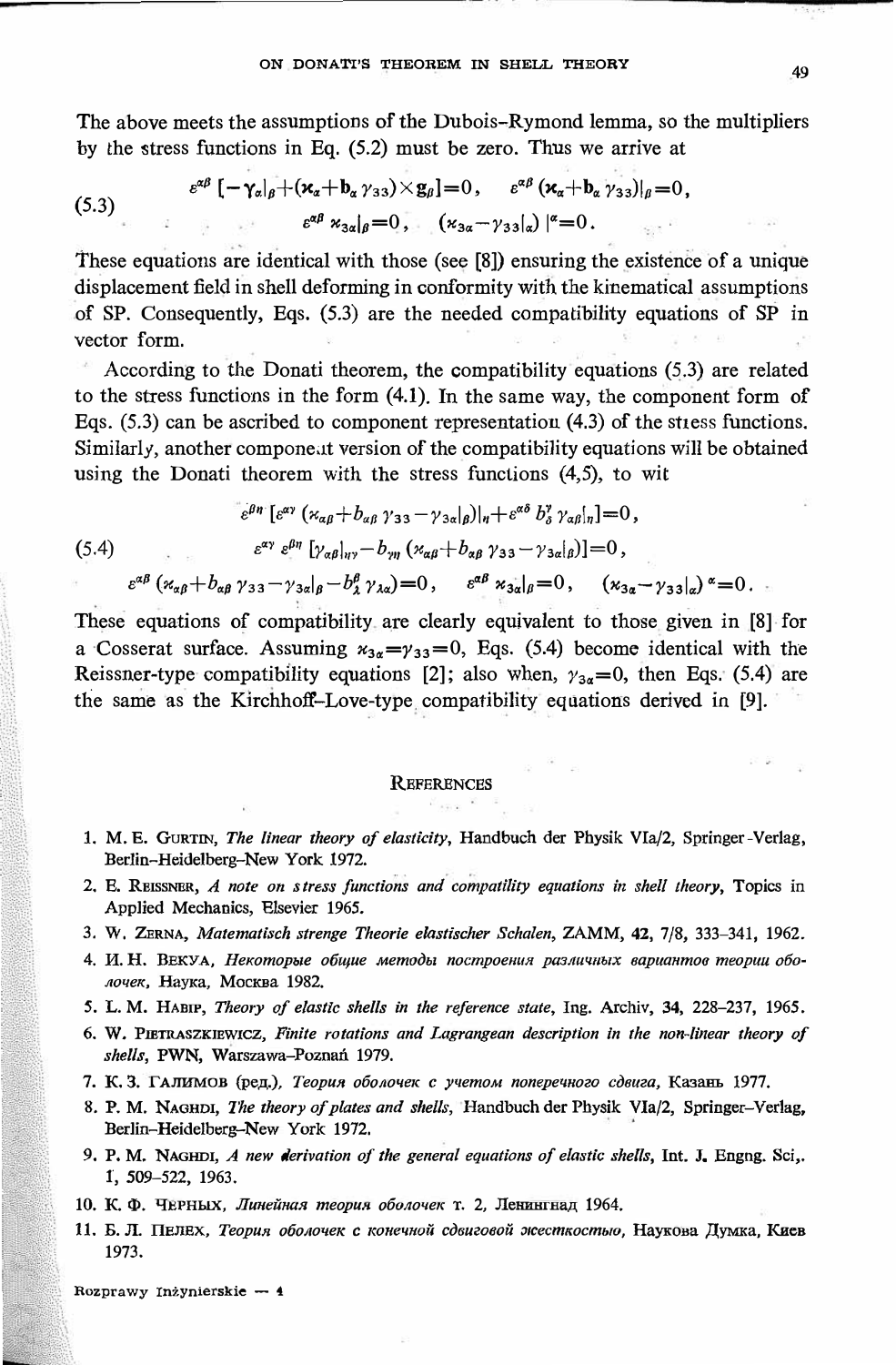The above meets the assumptions of the Dubois–Rymond lemma, so the multipliers by the stress functions in Eq. (5.2) must be zero. Thus we arrive at

$$
(5.3)\qquad \begin{gathered}
\varepsilon^{\alpha\beta}\left[-\boldsymbol{\gamma}_{\alpha}|_{\beta}+(\boldsymbol{\varkappa}_{\alpha}+\mathbf{b}_{\alpha}\gamma_{33})\times\mathbf{g}_{\beta}\right]=0, \qquad \varepsilon^{\alpha\beta}(\boldsymbol{\varkappa}_{\alpha}+\mathbf{b}_{\alpha}\gamma_{33})|_{\beta}=0,\\
\varepsilon^{\alpha\beta}\varkappa_{3\alpha}|_{\beta}=0, \qquad (\varkappa_{3\alpha}-\gamma_{33}|_{\alpha})|^{\alpha}=0.
\end{gathered}
$$

These equations are identical with those (see [8]) ensuring the existence of a unique displacement field in shell deforming in conformity with the kinematical assumptions of SP. Consequently, Eqs. (5.3) are the needed compatibility equations of SP in vector form.

According to the Donati theorem, the compatibility equations (5.3) are related to the stress functions in the form (4.1). In the same way, the component form of Eqs. (5.3) can be ascribed to component representation (4.3) of the stress functions. Similarly, another component version of the compatibility equations will be obtained using the Donati theorem with the stress functions (4,5), to wit

$$
(5.4)\qquad \begin{gathered}
\varepsilon^{\beta\eta}\left[\varepsilon^{\alpha\gamma}(\varkappa_{\alpha\beta}+b_{\alpha\beta}\gamma_{33}-\gamma_{3\alpha}|_{\beta})|_{\eta}+\varepsilon^{\alpha\delta}b_{\delta}^{\gamma}\gamma_{\alpha\beta}|_{\eta}\right]=0,\\
\varepsilon^{\alpha\gamma}\varepsilon^{\beta\eta}\left[\gamma_{\alpha\beta}|_{\eta\gamma}-b_{\gamma\eta}(\varkappa_{\alpha\beta}+b_{\alpha\beta}\gamma_{33}-\gamma_{3\alpha}|_{\beta})\right]=0,\\
\varepsilon^{\alpha\beta}(\varkappa_{\alpha\beta}+b_{\alpha\beta}\gamma_{33}-\gamma_{3\alpha}|_{\beta}-b_{\lambda}^{\beta}\gamma_{\lambda\alpha})=0, \qquad \varepsilon^{\alpha\beta}\varkappa_{3\alpha}|_{\beta}=0, \qquad (\varkappa_{3\alpha}-\gamma_{33}|_{\alpha})^{\alpha}=0.
\end{gathered}
$$

These equations of compatibility are clearly equivalent to those given in [8] for a Cosserat surface. Assuming $\varkappa_{3\alpha}=\gamma_{33}=0$, Eqs. (5.4) become identical with the Reissner-type compatibility equations [2]; also when, $\gamma_{3\alpha}=0$, then Eqs. (5.4) are the same as the Kirchhoff–Love-type compatibility equations derived in [9].

## References

1. M. E. Gurtin, *The linear theory of elasticity*, Handbuch der Physik VIa/2, Springer-Verlag, Berlin–Heidelberg–New York 1972.
2. E. Reissner, *A note on stress functions and compatility equations in shell theory*, Topics in Applied Mechanics, Elsevier 1965.
3. W. Zerna, *Matematisch strenge Theorie elastischer Schalen*, ZAMM, **42**, 7/8, 333–341, 1962.
4. И. Н. Векуа, *Некоторые общие методы построения различных вариантов теории оболочек*, Наука, Москва 1982.
5. L. M. Habip, *Theory of elastic shells in the reference state*, Ing. Archiv, **34**, 228–237, 1965.
6. W. Pietraszkiewicz, *Finite rotations and Lagrangean description in the non-linear theory of shells*, PWN, Warszawa–Poznań 1979.
7. К. З. Галимов (ред.), *Теория оболочек с учетом поперечного сдвига*, Казань 1977.
8. P. M. Naghdi, *The theory of plates and shells*, Handbuch der Physik VIa/2, Springer–Verlag, Berlin–Heidelberg–New York 1972.
9. P. M. Naghdi, *A new derivation of the general equations of elastic shells*, Int. J. Engng. Sci., 1, 509–522, 1963.
10. К. Ф. Черных, *Линейная теория оболочек* т. 2, Ленинград 1964.
11. Б. Л. Пелех, *Теория оболочек с конечной сдвиговой жесткостью*, Наукова Думка, Киев 1973.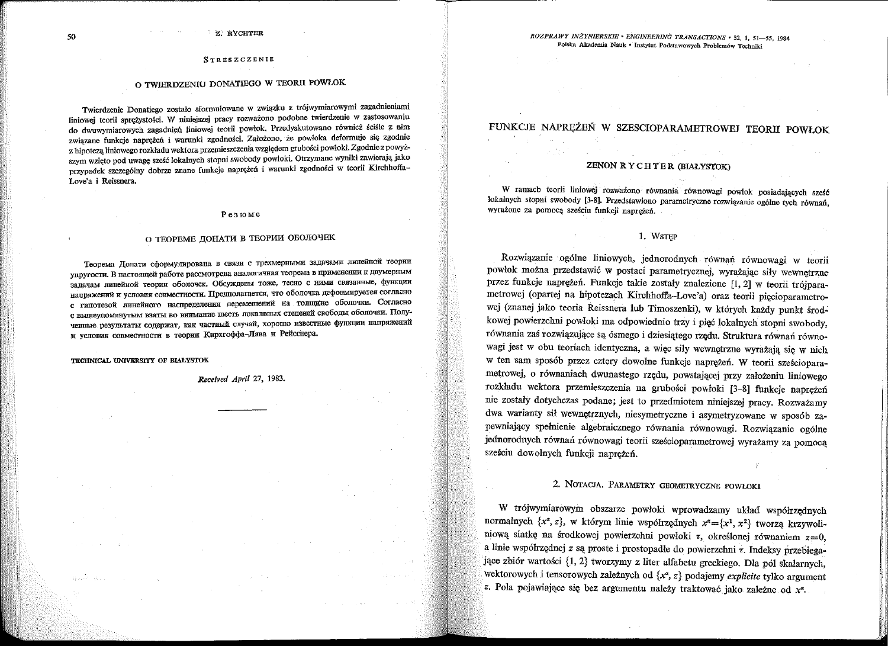## STRESZCZENIE

### O TWIERDZENIU DONATIEGO W TEORII POWŁOK

Twierdzenie Donatiego zostało sformułowane w związku z trójwymiarowymi zagadnieniami liniowej teorii sprężystości. W niniejszej pracy rozważono podobne twierdzenie w zastosowaniu do dwuwymiarowych zagadnień liniowej teorii powłok. Przedyskutowano również ściśle z nim związane funkcje naprężeń i warunki zgodności. Założono, że powłoka deformuje się zgodnie z hipotezą liniowego rozkładu wektora przemieszczenia względem grubości powłoki. Zgodnie z powyższym wzięto pod uwagę sześć lokalnych stopni swobody powłoki. Otrzymane wyniki zawierają jako przypadek szczególny dobrze znane funkcje naprężeń i warunki zgodności w teorii Kirchhoffa–Love'a i Reissnera.

## Резюме

### О ТЕОРЕМЕ ДОНАТИ В ТЕОРИИ ОБОЛОЧЕК

Теорема Донати сформулирована в связи с трехмерными задачами линейной теории упругости. В настоящей работе рассмотрена аналогичная теорема в применении к двумерным задачам линейной теории оболочек. Обсуждены тоже, тесно с ними связанные, функции напряжений и условия совместности. Предполагается, что оболочка деформируется согласно с гипотезой линейного распределения перемещений на толщине оболочки. Согласно с вышеупомянутым взяты во внимание шесть локальных степеней свободы оболочки. Полученные результаты содержат, как частный случай, хорошо известные функции напряжений и условия совместности в теории Кирхгоффа–Лява и Рейсснера.

TECHNICAL UNIVERSITY OF BIAŁYSTOK

*Received April 27, 1983.*

---

# FUNKCJE NAPRĘŻEŃ W SZEŚCIOPARAMETROWEJ TEORII POWŁOK

**ZENON RYCHTER (BIAŁYSTOK)**

W ramach teorii liniowej rozważono równania równowagi powłok posiadających sześć lokalnych stopni swobody [3-8]. Przedstawiono parametryczne rozwiązanie ogólne tych równań, wyrażone za pomocą sześciu funkcji naprężeń.

## 1. Wstęp

Rozwiązanie ogólne liniowych, jednorodnych równań równowagi w teorii powłok można przedstawić w postaci parametrycznej, wyrażając siły wewnętrzne przez funkcje naprężeń. Funkcje takie zostały znalezione [1, 2] w teorii trójparametrowej (opartej na hipotezach Kirchhoffa–Love'a) oraz teorii pięcioparametrowej (znanej jako teoria Reissnera lub Timoszenki), w których każdy punkt środkowej powierzchni powłoki ma odpowiednio trzy i pięć lokalnych stopni swobody, równania zaś rozwiązujące są ósmego i dziesiątego rzędu. Struktura równań równowagi jest w obu teoriach identyczna, a więc siły wewnętrzne wyrażają się w nich w ten sam sposób przez cztery dowolne funkcje naprężeń. W teorii sześcioparametrowej, o równaniach dwunastego rzędu, powstającej przy założeniu liniowego rozkładu wektora przemieszczenia na grubości powłoki [3-8] funkcje naprężeń nie zostały dotychczas podane; jest to przedmiotem niniejszej pracy. Rozważamy dwa warianty sił wewnętrznych, niesymetryczne i asymetryzowane w sposób zapewniający spełnienie algebraicznego równania równowagi. Rozwiązanie ogólne jednorodnych równań równowagi teorii sześcioparametrowej wyrażamy za pomocą sześciu dowolnych funkcji naprężeń.

## 2. Notacja. Parametry geometryczne powłoki

W trójwymiarowym obszarze powłoki wprowadzamy układ współrzędnych normalnych $\{x^\alpha, z\}$, w którym linie współrzędnych $x^\alpha = \{x^1, x^2\}$ tworzą krzywoliniową siatkę na środkowej powierzchni powłoki $\tau$, określonej równaniem $z=0$, a linie współrzędnej $z$ są proste i prostopadłe do powierzchni $\tau$. Indeksy przebiegające zbiór wartości $\{1, 2\}$ tworzymy z liter alfabetu greckiego. Dla pól skalarnych, wektorowych i tensorowych zależnych od $\{x^\alpha, z\}$ podajemy *explicite* tylko argument $z$. Pola pojawiające się bez argumentu należy traktować jako zależne od $x^\alpha$.